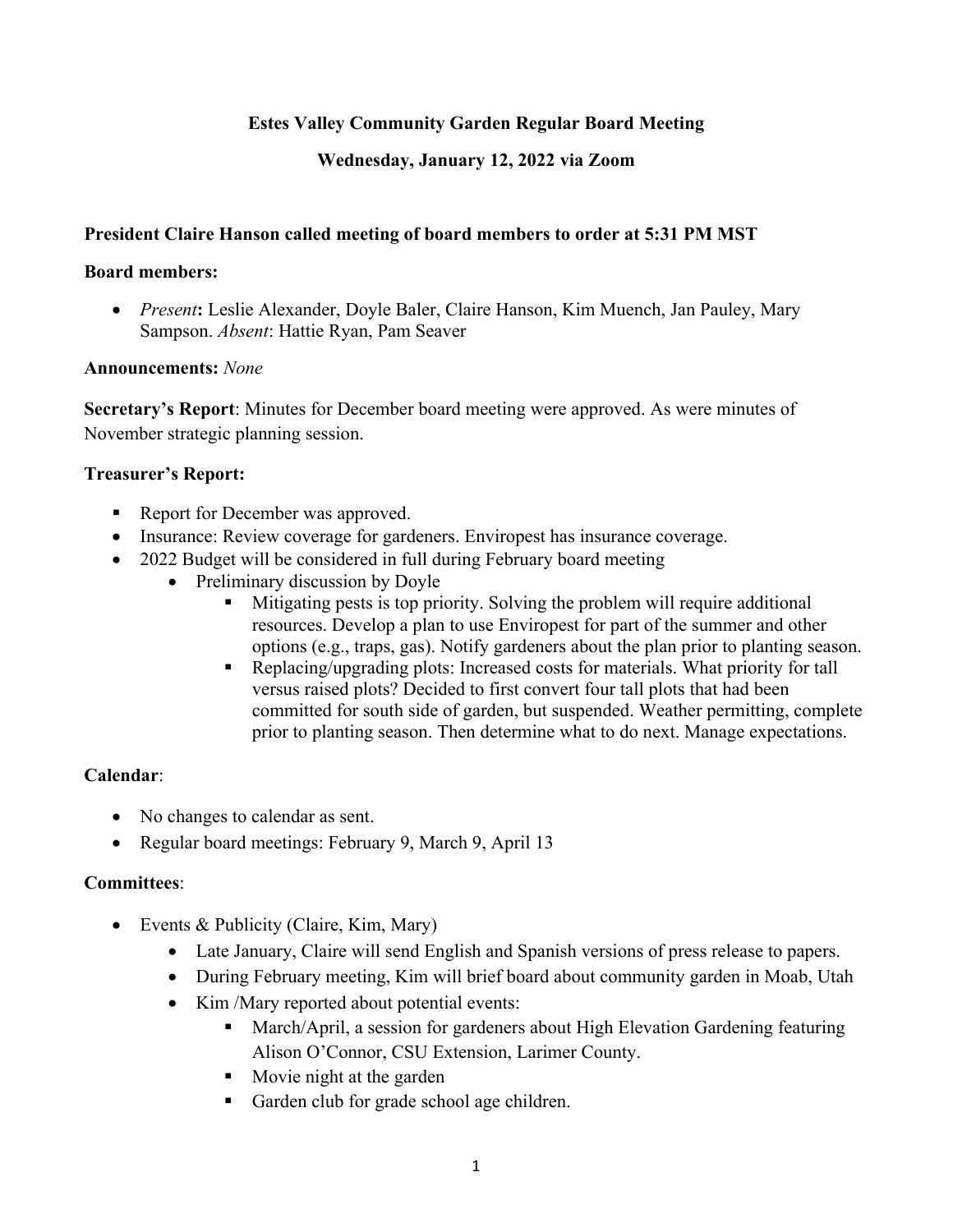**Estes Valley Community Garden Regular Board Meeting**

**Wednesday, January 12, 2022 via Zoom**

**President Claire Hanson called meeting of board members to order at 5:31 PM MST**

**Board members:**

- *Present***:** Leslie Alexander, Doyle Baler, Claire Hanson, Kim Muench, Jan Pauley, Mary Sampson. *Absent*: Hattie Ryan, Pam Seaver

**Announcements:** *None*

**Secretary's Report**: Minutes for December board meeting were approved. As were minutes of November strategic planning session.

**Treasurer's Report:**

- Report for December was approved.
- Insurance: Review coverage for gardeners. Enviropest has insurance coverage.
- 2022 Budget will be considered in full during February board meeting
  - Preliminary discussion by Doyle
    - Mitigating pests is top priority. Solving the problem will require additional resources. Develop a plan to use Enviropest for part of the summer and other options (e.g., traps, gas). Notify gardeners about the plan prior to planting season.
    - Replacing/upgrading plots: Increased costs for materials. What priority for tall versus raised plots? Decided to first convert four tall plots that had been committed for south side of garden, but suspended. Weather permitting, complete prior to planting season. Then determine what to do next. Manage expectations.

**Calendar**:

- No changes to calendar as sent.
- Regular board meetings: February 9, March 9, April 13

**Committees**:

- Events & Publicity (Claire, Kim, Mary)
  - Late January, Claire will send English and Spanish versions of press release to papers.
  - During February meeting, Kim will brief board about community garden in Moab, Utah
  - Kim /Mary reported about potential events:
    - March/April, a session for gardeners about High Elevation Gardening featuring Alison O'Connor, CSU Extension, Larimer County.
    - Movie night at the garden
    - Garden club for grade school age children.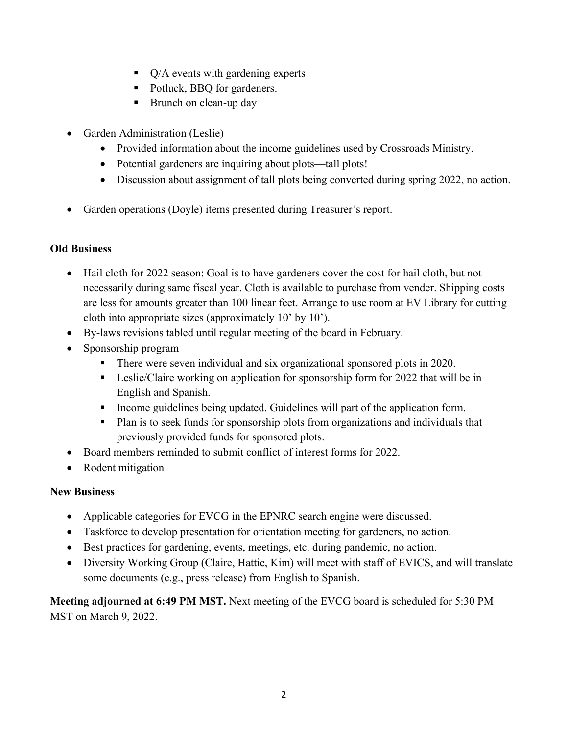- Q/A events with gardening experts
    - Potluck, BBQ for gardeners.
    - Brunch on clean-up day

- Garden Administration (Leslie)
    - Provided information about the income guidelines used by Crossroads Ministry.
    - Potential gardeners are inquiring about plots—tall plots!
    - Discussion about assignment of tall plots being converted during spring 2022, no action.

- Garden operations (Doyle) items presented during Treasurer's report.

**Old Business**

- Hail cloth for 2022 season: Goal is to have gardeners cover the cost for hail cloth, but not necessarily during same fiscal year. Cloth is available to purchase from vender. Shipping costs are less for amounts greater than 100 linear feet. Arrange to use room at EV Library for cutting cloth into appropriate sizes (approximately 10' by 10').
- By-laws revisions tabled until regular meeting of the board in February.
- Sponsorship program
    - There were seven individual and six organizational sponsored plots in 2020.
    - Leslie/Claire working on application for sponsorship form for 2022 that will be in English and Spanish.
    - Income guidelines being updated. Guidelines will part of the application form.
    - Plan is to seek funds for sponsorship plots from organizations and individuals that previously provided funds for sponsored plots.
- Board members reminded to submit conflict of interest forms for 2022.
- Rodent mitigation

**New Business**

- Applicable categories for EVCG in the EPNRC search engine were discussed.
- Taskforce to develop presentation for orientation meeting for gardeners, no action.
- Best practices for gardening, events, meetings, etc. during pandemic, no action.
- Diversity Working Group (Claire, Hattie, Kim) will meet with staff of EVICS, and will translate some documents (e.g., press release) from English to Spanish.

**Meeting adjourned at 6:49 PM MST.** Next meeting of the EVCG board is scheduled for 5:30 PM MST on March 9, 2022.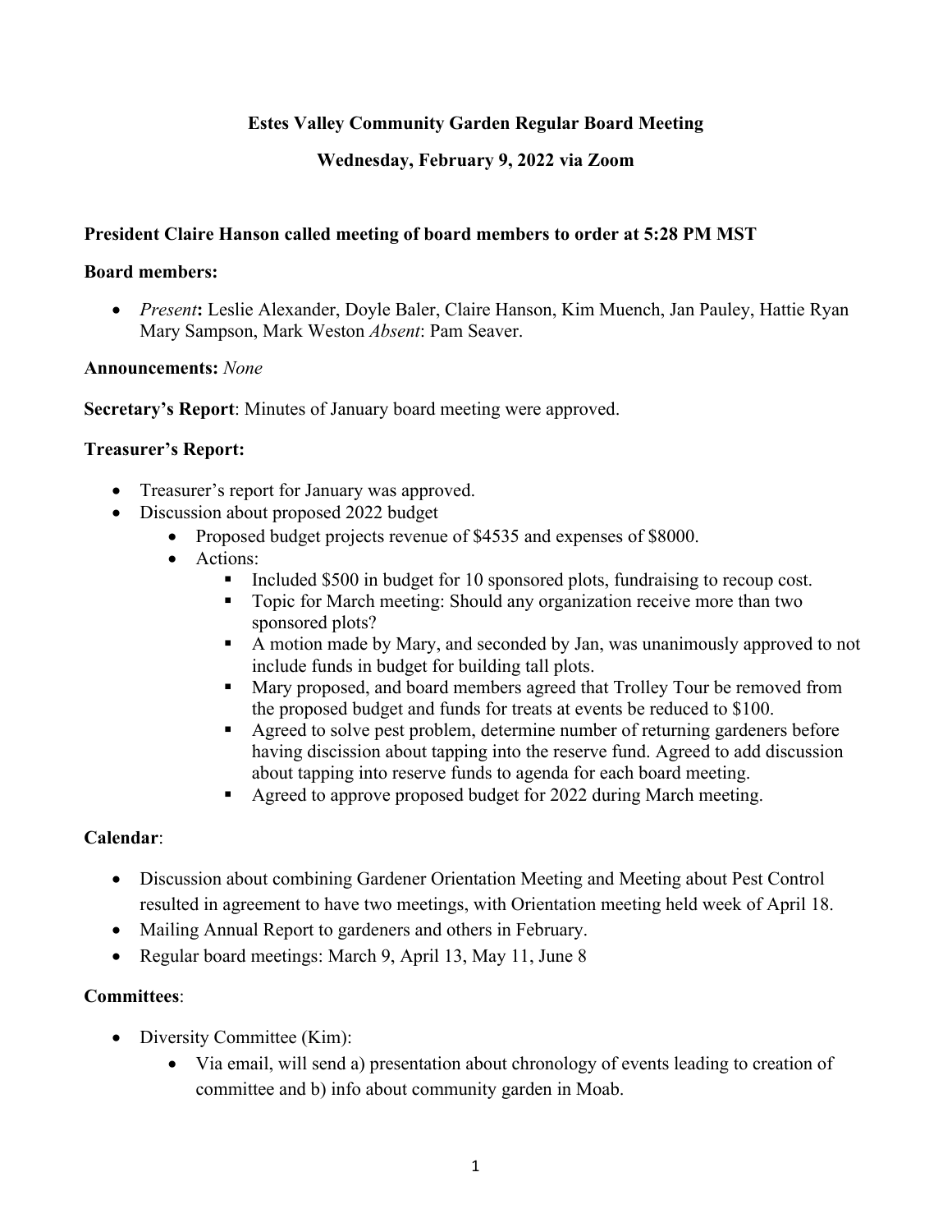**Estes Valley Community Garden Regular Board Meeting**

**Wednesday, February 9, 2022 via Zoom**

**President Claire Hanson called meeting of board members to order at 5:28 PM MST**

**Board members:**

- *Present***:** Leslie Alexander, Doyle Baler, Claire Hanson, Kim Muench, Jan Pauley, Hattie Ryan Mary Sampson, Mark Weston *Absent*: Pam Seaver.

**Announcements:** *None*

**Secretary's Report**: Minutes of January board meeting were approved.

**Treasurer's Report:**

- Treasurer's report for January was approved.
- Discussion about proposed 2022 budget
  - Proposed budget projects revenue of $4535 and expenses of $8000.
  - Actions:
    - Included $500 in budget for 10 sponsored plots, fundraising to recoup cost.
    - Topic for March meeting: Should any organization receive more than two sponsored plots?
    - A motion made by Mary, and seconded by Jan, was unanimously approved to not include funds in budget for building tall plots.
    - Mary proposed, and board members agreed that Trolley Tour be removed from the proposed budget and funds for treats at events be reduced to $100.
    - Agreed to solve pest problem, determine number of returning gardeners before having discission about tapping into the reserve fund. Agreed to add discussion about tapping into reserve funds to agenda for each board meeting.
    - Agreed to approve proposed budget for 2022 during March meeting.

**Calendar**:

- Discussion about combining Gardener Orientation Meeting and Meeting about Pest Control resulted in agreement to have two meetings, with Orientation meeting held week of April 18.
- Mailing Annual Report to gardeners and others in February.
- Regular board meetings: March 9, April 13, May 11, June 8

**Committees**:

- Diversity Committee (Kim):
  - Via email, will send a) presentation about chronology of events leading to creation of committee and b) info about community garden in Moab.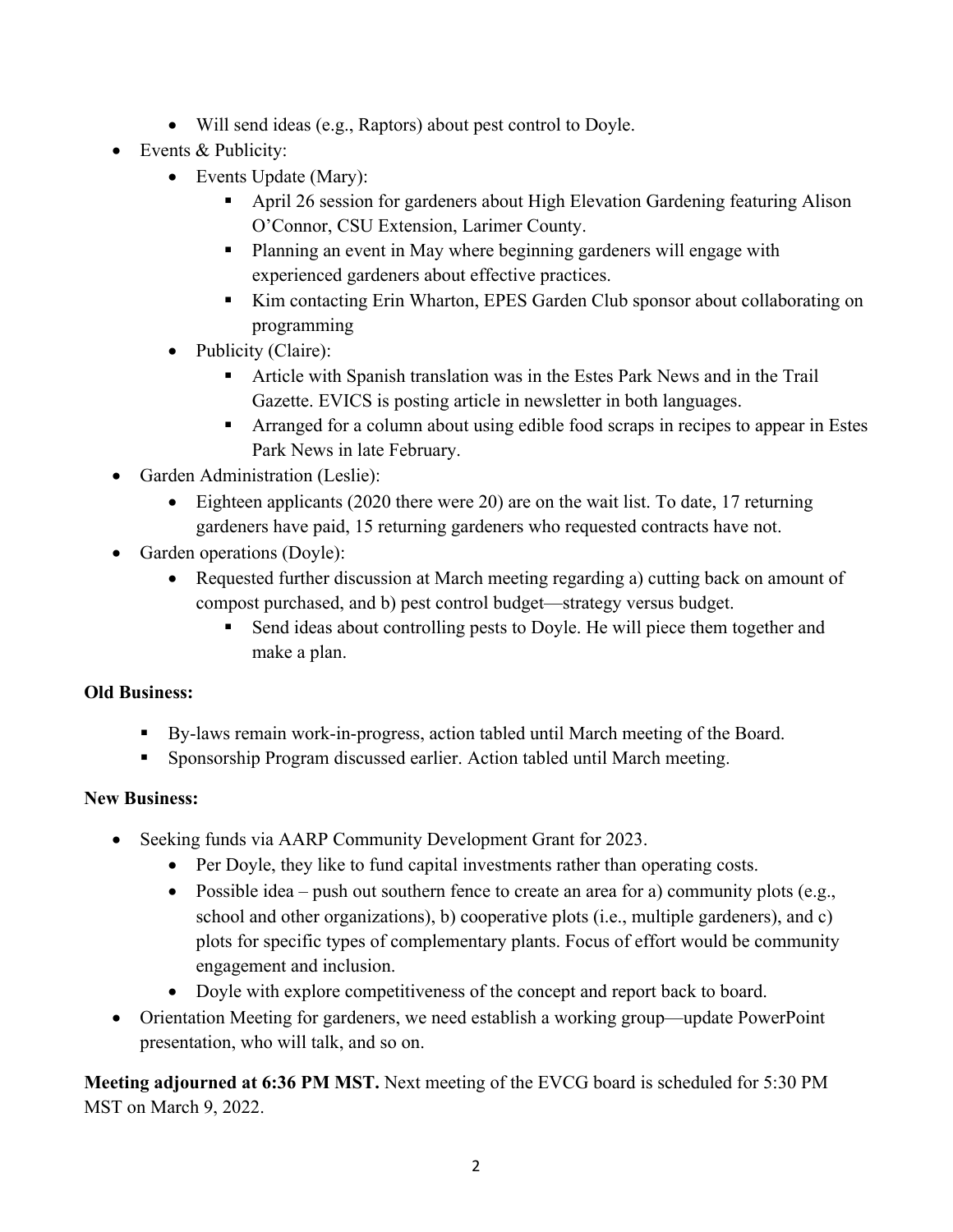- Will send ideas (e.g., Raptors) about pest control to Doyle.
- Events & Publicity:
    - Events Update (Mary):
        - April 26 session for gardeners about High Elevation Gardening featuring Alison O'Connor, CSU Extension, Larimer County.
        - Planning an event in May where beginning gardeners will engage with experienced gardeners about effective practices.
        - Kim contacting Erin Wharton, EPES Garden Club sponsor about collaborating on programming
    - Publicity (Claire):
        - Article with Spanish translation was in the Estes Park News and in the Trail Gazette. EVICS is posting article in newsletter in both languages.
        - Arranged for a column about using edible food scraps in recipes to appear in Estes Park News in late February.
- Garden Administration (Leslie):
    - Eighteen applicants (2020 there were 20) are on the wait list. To date, 17 returning gardeners have paid, 15 returning gardeners who requested contracts have not.
- Garden operations (Doyle):
    - Requested further discussion at March meeting regarding a) cutting back on amount of compost purchased, and b) pest control budget—strategy versus budget.
        - Send ideas about controlling pests to Doyle. He will piece them together and make a plan.

**Old Business:**

- By-laws remain work-in-progress, action tabled until March meeting of the Board.
- Sponsorship Program discussed earlier. Action tabled until March meeting.

**New Business:**

- Seeking funds via AARP Community Development Grant for 2023.
    - Per Doyle, they like to fund capital investments rather than operating costs.
    - Possible idea – push out southern fence to create an area for a) community plots (e.g., school and other organizations), b) cooperative plots (i.e., multiple gardeners), and c) plots for specific types of complementary plants. Focus of effort would be community engagement and inclusion.
    - Doyle with explore competitiveness of the concept and report back to board.
- Orientation Meeting for gardeners, we need establish a working group—update PowerPoint presentation, who will talk, and so on.

**Meeting adjourned at 6:36 PM MST.** Next meeting of the EVCG board is scheduled for 5:30 PM MST on March 9, 2022.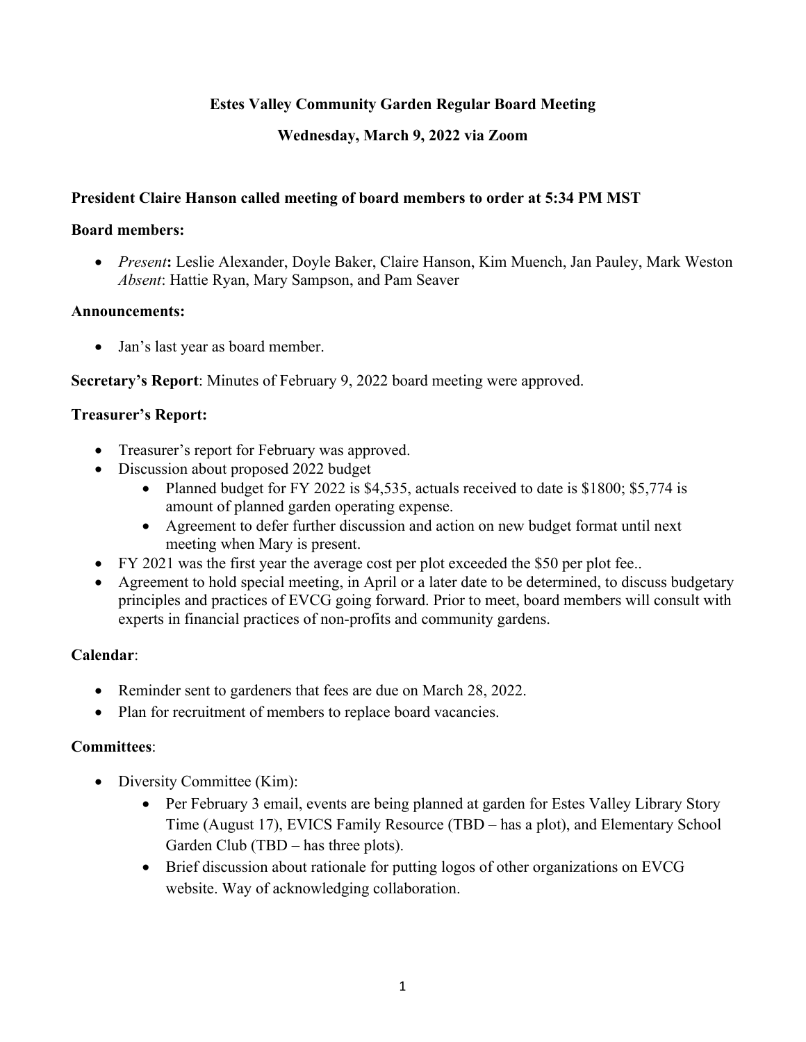**Estes Valley Community Garden Regular Board Meeting**

**Wednesday, March 9, 2022 via Zoom**

**President Claire Hanson called meeting of board members to order at 5:34 PM MST**

**Board members:**

- *Present*: Leslie Alexander, Doyle Baker, Claire Hanson, Kim Muench, Jan Pauley, Mark Weston
  *Absent*: Hattie Ryan, Mary Sampson, and Pam Seaver

**Announcements:**

- Jan's last year as board member.

**Secretary's Report**: Minutes of February 9, 2022 board meeting were approved.

**Treasurer's Report:**

- Treasurer's report for February was approved.
- Discussion about proposed 2022 budget
  - Planned budget for FY 2022 is $4,535, actuals received to date is $1800; $5,774 is amount of planned garden operating expense.
  - Agreement to defer further discussion and action on new budget format until next meeting when Mary is present.
- FY 2021 was the first year the average cost per plot exceeded the $50 per plot fee..
- Agreement to hold special meeting, in April or a later date to be determined, to discuss budgetary principles and practices of EVCG going forward. Prior to meet, board members will consult with experts in financial practices of non-profits and community gardens.

**Calendar**:

- Reminder sent to gardeners that fees are due on March 28, 2022.
- Plan for recruitment of members to replace board vacancies.

**Committees**:

- Diversity Committee (Kim):
  - Per February 3 email, events are being planned at garden for Estes Valley Library Story Time (August 17), EVICS Family Resource (TBD – has a plot), and Elementary School Garden Club (TBD – has three plots).
  - Brief discussion about rationale for putting logos of other organizations on EVCG website. Way of acknowledging collaboration.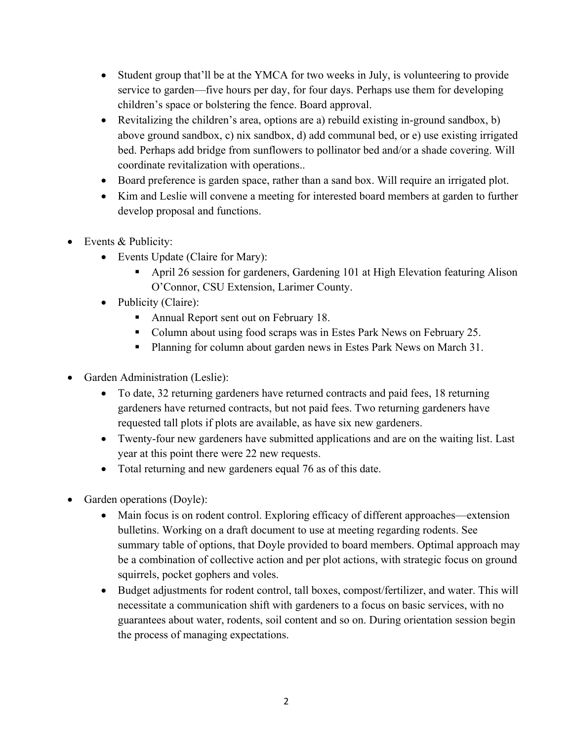- Student group that'll be at the YMCA for two weeks in July, is volunteering to provide service to garden—five hours per day, for four days. Perhaps use them for developing children's space or bolstering the fence. Board approval.
    - Revitalizing the children's area, options are a) rebuild existing in-ground sandbox, b) above ground sandbox, c) nix sandbox, d) add communal bed, or e) use existing irrigated bed. Perhaps add bridge from sunflowers to pollinator bed and/or a shade covering. Will coordinate revitalization with operations..
    - Board preference is garden space, rather than a sand box. Will require an irrigated plot.
    - Kim and Leslie will convene a meeting for interested board members at garden to further develop proposal and functions.

- Events & Publicity:
    - Events Update (Claire for Mary):
        - April 26 session for gardeners, Gardening 101 at High Elevation featuring Alison O'Connor, CSU Extension, Larimer County.
    - Publicity (Claire):
        - Annual Report sent out on February 18.
        - Column about using food scraps was in Estes Park News on February 25.
        - Planning for column about garden news in Estes Park News on March 31.

- Garden Administration (Leslie):
    - To date, 32 returning gardeners have returned contracts and paid fees, 18 returning gardeners have returned contracts, but not paid fees. Two returning gardeners have requested tall plots if plots are available, as have six new gardeners.
    - Twenty-four new gardeners have submitted applications and are on the waiting list. Last year at this point there were 22 new requests.
    - Total returning and new gardeners equal 76 as of this date.

- Garden operations (Doyle):
    - Main focus is on rodent control. Exploring efficacy of different approaches—extension bulletins. Working on a draft document to use at meeting regarding rodents. See summary table of options, that Doyle provided to board members. Optimal approach may be a combination of collective action and per plot actions, with strategic focus on ground squirrels, pocket gophers and voles.
    - Budget adjustments for rodent control, tall boxes, compost/fertilizer, and water. This will necessitate a communication shift with gardeners to a focus on basic services, with no guarantees about water, rodents, soil content and so on. During orientation session begin the process of managing expectations.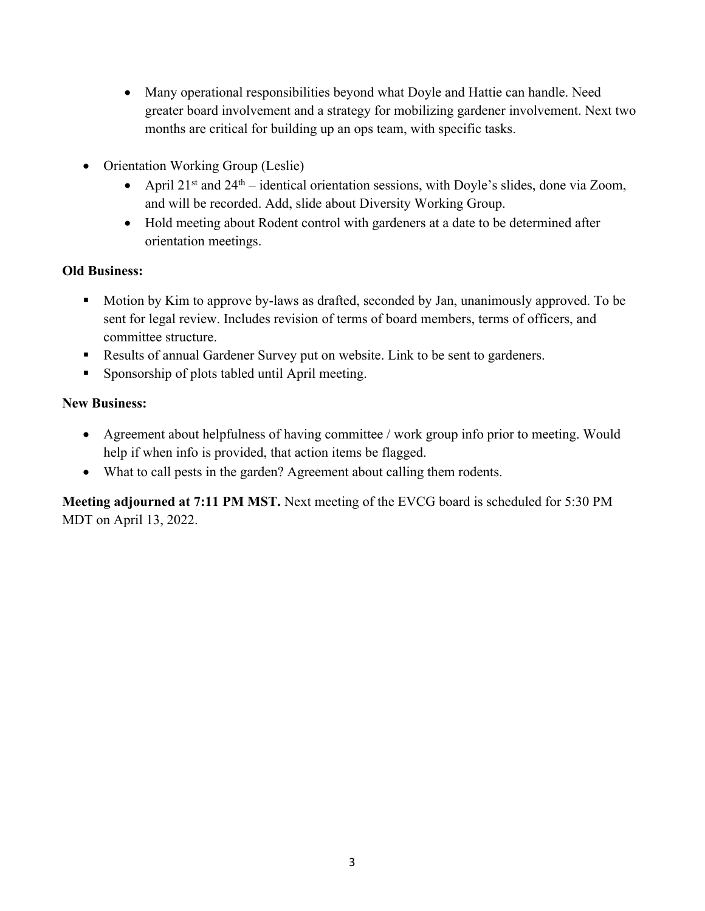- Many operational responsibilities beyond what Doyle and Hattie can handle. Need greater board involvement and a strategy for mobilizing gardener involvement. Next two months are critical for building up an ops team, with specific tasks.

- Orientation Working Group (Leslie)
  - April 21st and 24th – identical orientation sessions, with Doyle's slides, done via Zoom, and will be recorded. Add, slide about Diversity Working Group.
  - Hold meeting about Rodent control with gardeners at a date to be determined after orientation meetings.

**Old Business:**

- Motion by Kim to approve by-laws as drafted, seconded by Jan, unanimously approved. To be sent for legal review. Includes revision of terms of board members, terms of officers, and committee structure.
- Results of annual Gardener Survey put on website. Link to be sent to gardeners.
- Sponsorship of plots tabled until April meeting.

**New Business:**

- Agreement about helpfulness of having committee / work group info prior to meeting. Would help if when info is provided, that action items be flagged.
- What to call pests in the garden? Agreement about calling them rodents.

**Meeting adjourned at 7:11 PM MST.** Next meeting of the EVCG board is scheduled for 5:30 PM MDT on April 13, 2022.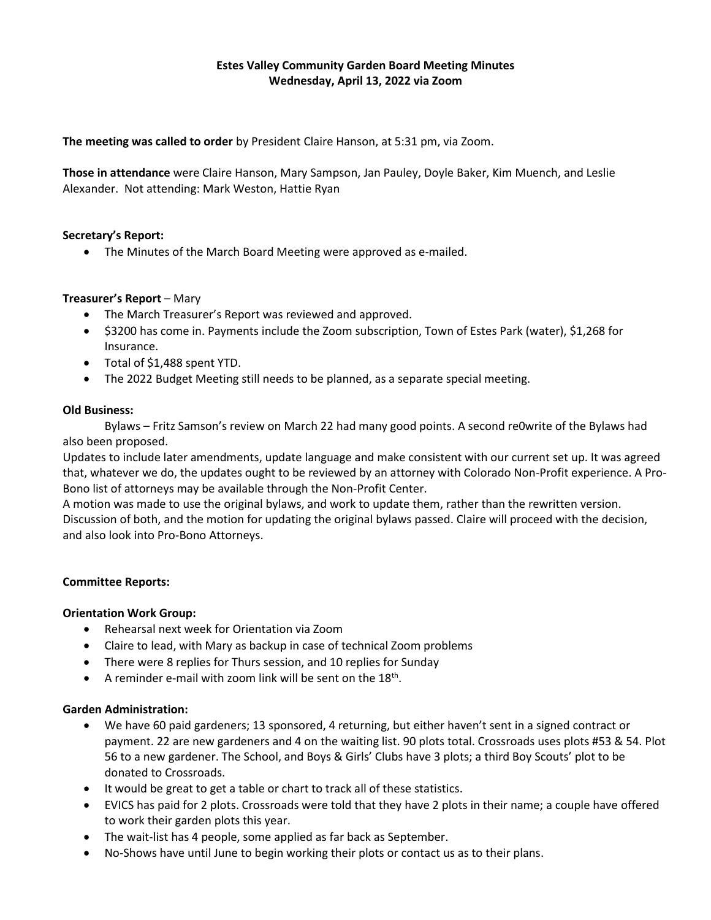**Estes Valley Community Garden Board Meeting Minutes**
**Wednesday, April 13, 2022 via Zoom**

**The meeting was called to order** by President Claire Hanson, at 5:31 pm, via Zoom.

**Those in attendance** were Claire Hanson, Mary Sampson, Jan Pauley, Doyle Baker, Kim Muench, and Leslie Alexander. Not attending: Mark Weston, Hattie Ryan

**Secretary's Report:**

- The Minutes of the March Board Meeting were approved as e-mailed.

**Treasurer's Report** – Mary

- The March Treasurer's Report was reviewed and approved.
- $3200 has come in. Payments include the Zoom subscription, Town of Estes Park (water), $1,268 for Insurance.
- Total of $1,488 spent YTD.
- The 2022 Budget Meeting still needs to be planned, as a separate special meeting.

**Old Business:**

Bylaws – Fritz Samson's review on March 22 had many good points. A second re0write of the Bylaws had also been proposed.

Updates to include later amendments, update language and make consistent with our current set up. It was agreed that, whatever we do, the updates ought to be reviewed by an attorney with Colorado Non-Profit experience. A Pro-Bono list of attorneys may be available through the Non-Profit Center.

A motion was made to use the original bylaws, and work to update them, rather than the rewritten version. Discussion of both, and the motion for updating the original bylaws passed. Claire will proceed with the decision, and also look into Pro-Bono Attorneys.

**Committee Reports:**

**Orientation Work Group:**

- Rehearsal next week for Orientation via Zoom
- Claire to lead, with Mary as backup in case of technical Zoom problems
- There were 8 replies for Thurs session, and 10 replies for Sunday
- A reminder e-mail with zoom link will be sent on the 18th.

**Garden Administration:**

- We have 60 paid gardeners; 13 sponsored, 4 returning, but either haven't sent in a signed contract or payment. 22 are new gardeners and 4 on the waiting list. 90 plots total. Crossroads uses plots #53 & 54. Plot 56 to a new gardener. The School, and Boys & Girls' Clubs have 3 plots; a third Boy Scouts' plot to be donated to Crossroads.
- It would be great to get a table or chart to track all of these statistics.
- EVICS has paid for 2 plots. Crossroads were told that they have 2 plots in their name; a couple have offered to work their garden plots this year.
- The wait-list has 4 people, some applied as far back as September.
- No-Shows have until June to begin working their plots or contact us as to their plans.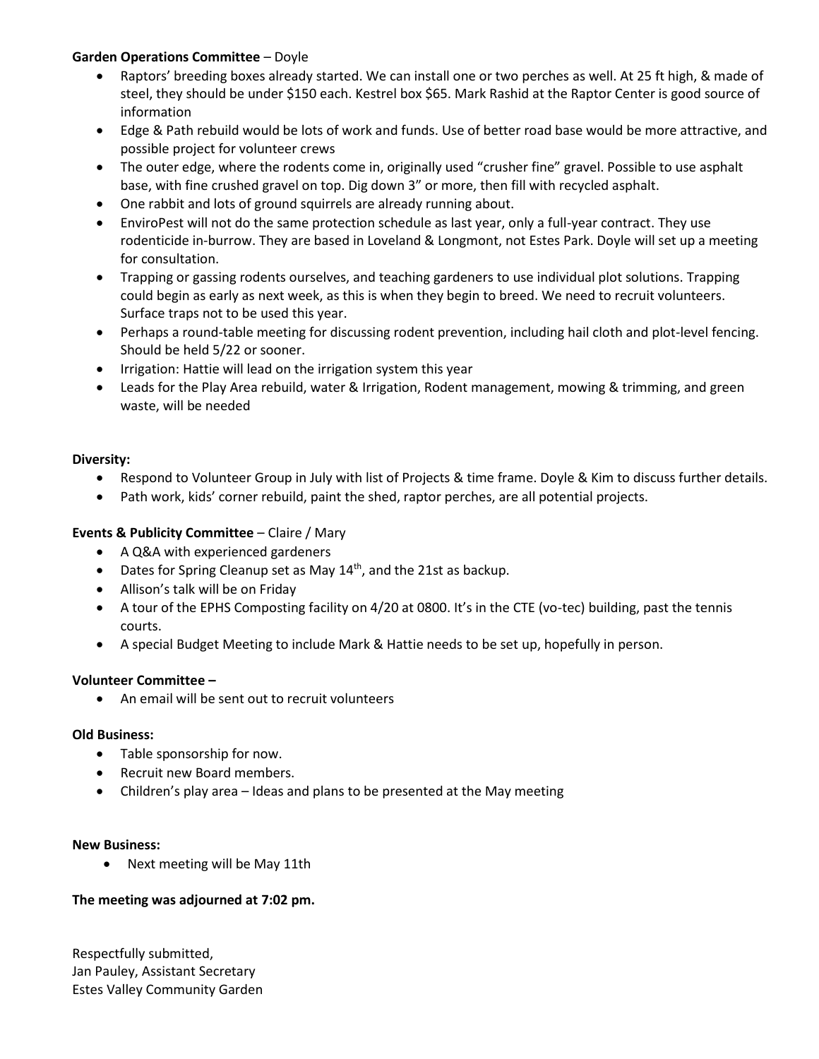**Garden Operations Committee** – Doyle

- Raptors' breeding boxes already started. We can install one or two perches as well. At 25 ft high, & made of steel, they should be under $150 each. Kestrel box $65. Mark Rashid at the Raptor Center is good source of information
- Edge & Path rebuild would be lots of work and funds. Use of better road base would be more attractive, and possible project for volunteer crews
- The outer edge, where the rodents come in, originally used "crusher fine" gravel. Possible to use asphalt base, with fine crushed gravel on top. Dig down 3" or more, then fill with recycled asphalt.
- One rabbit and lots of ground squirrels are already running about.
- EnviroPest will not do the same protection schedule as last year, only a full-year contract. They use rodenticide in-burrow. They are based in Loveland & Longmont, not Estes Park. Doyle will set up a meeting for consultation.
- Trapping or gassing rodents ourselves, and teaching gardeners to use individual plot solutions. Trapping could begin as early as next week, as this is when they begin to breed. We need to recruit volunteers. Surface traps not to be used this year.
- Perhaps a round-table meeting for discussing rodent prevention, including hail cloth and plot-level fencing. Should be held 5/22 or sooner.
- Irrigation: Hattie will lead on the irrigation system this year
- Leads for the Play Area rebuild, water & Irrigation, Rodent management, mowing & trimming, and green waste, will be needed

**Diversity:**

- Respond to Volunteer Group in July with list of Projects & time frame. Doyle & Kim to discuss further details.
- Path work, kids' corner rebuild, paint the shed, raptor perches, are all potential projects.

**Events & Publicity Committee** – Claire / Mary

- A Q&A with experienced gardeners
- Dates for Spring Cleanup set as May 14th, and the 21st as backup.
- Allison's talk will be on Friday
- A tour of the EPHS Composting facility on 4/20 at 0800. It's in the CTE (vo-tec) building, past the tennis courts.
- A special Budget Meeting to include Mark & Hattie needs to be set up, hopefully in person.

**Volunteer Committee –**

- An email will be sent out to recruit volunteers

**Old Business:**

- Table sponsorship for now.
- Recruit new Board members.
- Children's play area – Ideas and plans to be presented at the May meeting

**New Business:**

- Next meeting will be May 11th

**The meeting was adjourned at 7:02 pm.**

Respectfully submitted,
Jan Pauley, Assistant Secretary
Estes Valley Community Garden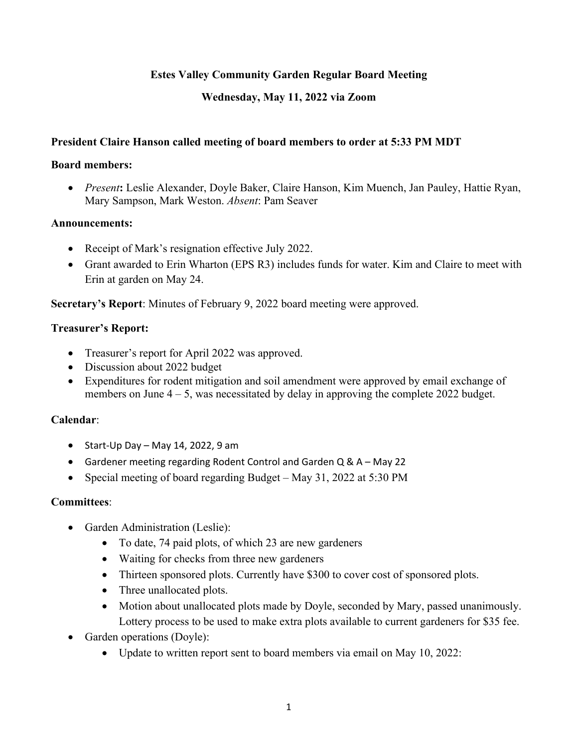**Estes Valley Community Garden Regular Board Meeting**

**Wednesday, May 11, 2022 via Zoom**

**President Claire Hanson called meeting of board members to order at 5:33 PM MDT**

**Board members:**

- *Present***:** Leslie Alexander, Doyle Baker, Claire Hanson, Kim Muench, Jan Pauley, Hattie Ryan, Mary Sampson, Mark Weston. *Absent*: Pam Seaver

**Announcements:**

- Receipt of Mark's resignation effective July 2022.
- Grant awarded to Erin Wharton (EPS R3) includes funds for water. Kim and Claire to meet with Erin at garden on May 24.

**Secretary's Report**: Minutes of February 9, 2022 board meeting were approved.

**Treasurer's Report:**

- Treasurer's report for April 2022 was approved.
- Discussion about 2022 budget
- Expenditures for rodent mitigation and soil amendment were approved by email exchange of members on June 4 – 5, was necessitated by delay in approving the complete 2022 budget.

**Calendar**:

- Start-Up Day – May 14, 2022, 9 am
- Gardener meeting regarding Rodent Control and Garden Q & A – May 22
- Special meeting of board regarding Budget – May 31, 2022 at 5:30 PM

**Committees**:

- Garden Administration (Leslie):
  - To date, 74 paid plots, of which 23 are new gardeners
  - Waiting for checks from three new gardeners
  - Thirteen sponsored plots. Currently have $300 to cover cost of sponsored plots.
  - Three unallocated plots.
  - Motion about unallocated plots made by Doyle, seconded by Mary, passed unanimously. Lottery process to be used to make extra plots available to current gardeners for $35 fee.
- Garden operations (Doyle):
  - Update to written report sent to board members via email on May 10, 2022: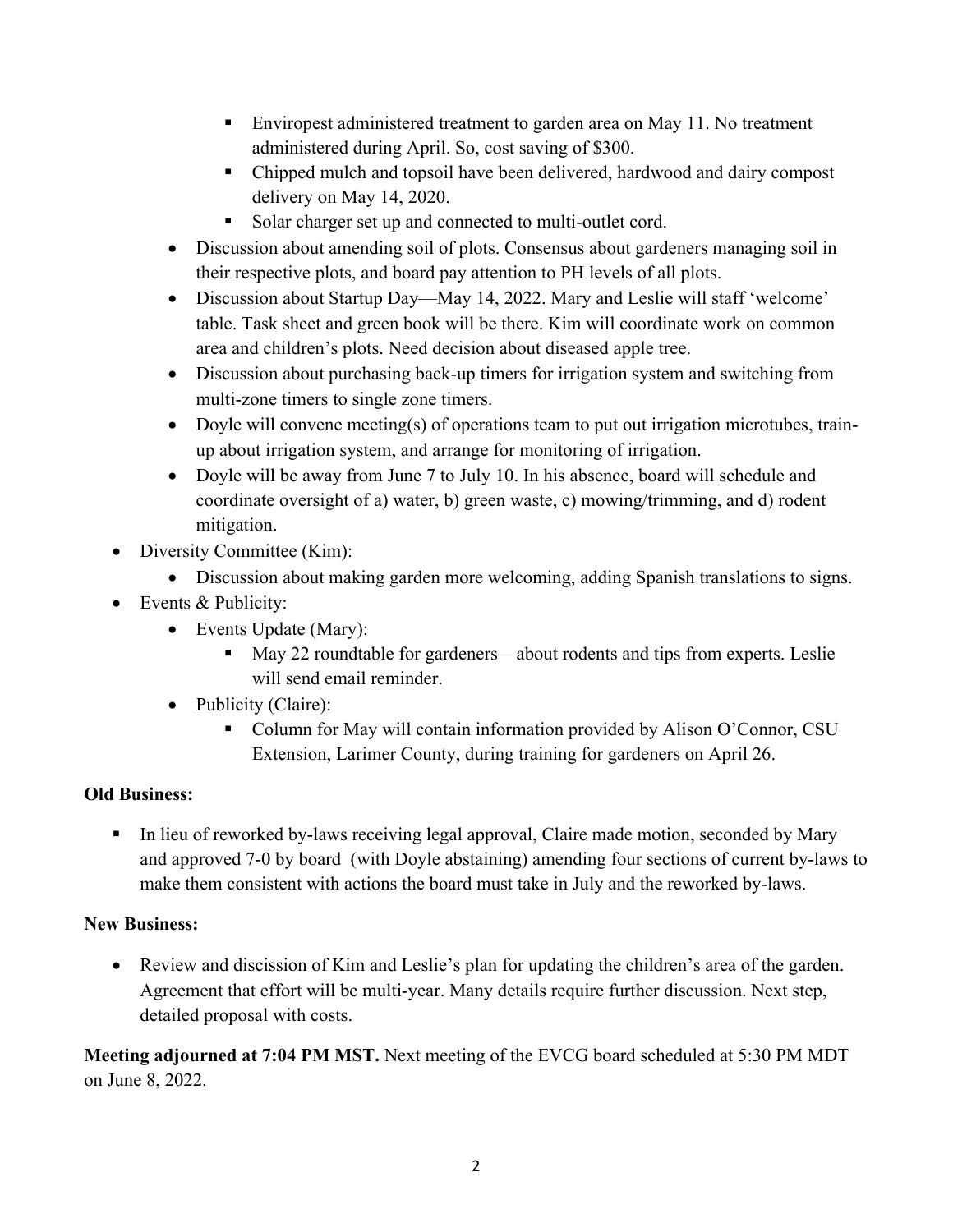- Enviropest administered treatment to garden area on May 11. No treatment administered during April. So, cost saving of $300.
        - Chipped mulch and topsoil have been delivered, hardwood and dairy compost delivery on May 14, 2020.
        - Solar charger set up and connected to multi-outlet cord.
    - Discussion about amending soil of plots. Consensus about gardeners managing soil in their respective plots, and board pay attention to PH levels of all plots.
    - Discussion about Startup Day—May 14, 2022. Mary and Leslie will staff 'welcome' table. Task sheet and green book will be there. Kim will coordinate work on common area and children's plots. Need decision about diseased apple tree.
    - Discussion about purchasing back-up timers for irrigation system and switching from multi-zone timers to single zone timers.
    - Doyle will convene meeting(s) of operations team to put out irrigation microtubes, train-up about irrigation system, and arrange for monitoring of irrigation.
    - Doyle will be away from June 7 to July 10. In his absence, board will schedule and coordinate oversight of a) water, b) green waste, c) mowing/trimming, and d) rodent mitigation.
- Diversity Committee (Kim):
    - Discussion about making garden more welcoming, adding Spanish translations to signs.
- Events & Publicity:
    - Events Update (Mary):
        - May 22 roundtable for gardeners—about rodents and tips from experts. Leslie will send email reminder.
    - Publicity (Claire):
        - Column for May will contain information provided by Alison O'Connor, CSU Extension, Larimer County, during training for gardeners on April 26.

**Old Business:**

- In lieu of reworked by-laws receiving legal approval, Claire made motion, seconded by Mary and approved 7-0 by board (with Doyle abstaining) amending four sections of current by-laws to make them consistent with actions the board must take in July and the reworked by-laws.

**New Business:**

- Review and discission of Kim and Leslie's plan for updating the children's area of the garden. Agreement that effort will be multi-year. Many details require further discussion. Next step, detailed proposal with costs.

**Meeting adjourned at 7:04 PM MST.** Next meeting of the EVCG board scheduled at 5:30 PM MDT on June 8, 2022.